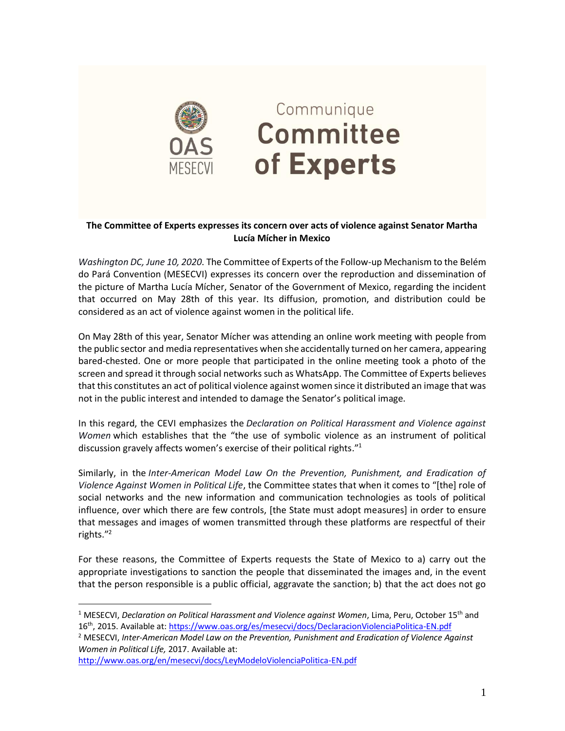Communique

# Committee of Experts

**The Committee of Experts expresses its concern over acts of violence against Senator Martha Lucía Mícher in Mexico**

*Washington DC, June 10, 2020*. The Committee of Experts of the Follow-up Mechanism to the Belém do Pará Convention (MESECVI) expresses its concern over the reproduction and dissemination of the picture of Martha Lucía Mícher, Senator of the Government of Mexico, regarding the incident that occurred on May 28th of this year. Its diffusion, promotion, and distribution could be considered as an act of violence against women in the political life.

On May 28th of this year, Senator Mícher was attending an online work meeting with people from the public sector and media representatives when she accidentally turned on her camera, appearing bared-chested. One or more people that participated in the online meeting took a photo of the screen and spread it through social networks such as WhatsApp. The Committee of Experts believes that this constitutes an act of political violence against women since it distributed an image that was not in the public interest and intended to damage the Senator's political image.

In this regard, the CEVI emphasizes the *Declaration on Political Harassment and Violence against Women* which establishes that the "the use of symbolic violence as an instrument of political discussion gravely affects women's exercise of their political rights."[1]

Similarly, in the *Inter-American Model Law On the Prevention, Punishment, and Eradication of Violence Against Women in Political Life*, the Committee states that when it comes to "[the] role of social networks and the new information and communication technologies as tools of political influence, over which there are few controls, [the State must adopt measures] in order to ensure that messages and images of women transmitted through these platforms are respectful of their rights."[2]

For these reasons, the Committee of Experts requests the State of Mexico to a) carry out the appropriate investigations to sanction the people that disseminated the images and, in the event that the person responsible is a public official, aggravate the sanction; b) that the act does not go

---

[1] MESECVI, *Declaration on Political Harassment and Violence against Women*, Lima, Peru, October 15th and 16th, 2015. Available at: https://www.oas.org/es/mesecvi/docs/DeclaracionViolenciaPolitica-EN.pdf

[2] MESECVI, *Inter-American Model Law on the Prevention, Punishment and Eradication of Violence Against Women in Political Life,* 2017. Available at: http://www.oas.org/en/mesecvi/docs/LeyModeloViolenciaPolitica-EN.pdf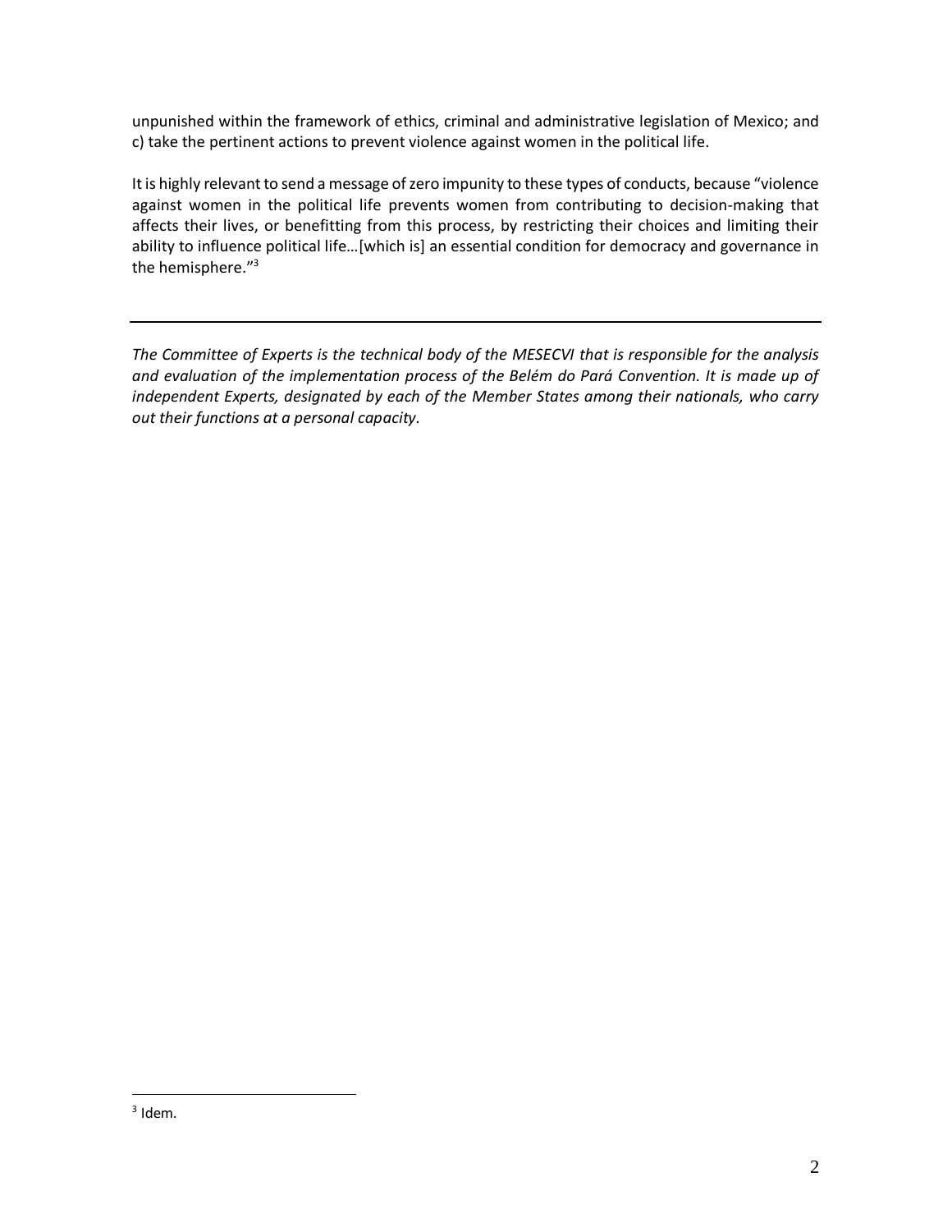unpunished within the framework of ethics, criminal and administrative legislation of Mexico; and c) take the pertinent actions to prevent violence against women in the political life.

It is highly relevant to send a message of zero impunity to these types of conducts, because "violence against women in the political life prevents women from contributing to decision-making that affects their lives, or benefitting from this process, by restricting their choices and limiting their ability to influence political life…[which is] an essential condition for democracy and governance in the hemisphere."[3]

---

*The Committee of Experts is the technical body of the MESECVI that is responsible for the analysis and evaluation of the implementation process of the Belém do Pará Convention. It is made up of independent Experts, designated by each of the Member States among their nationals, who carry out their functions at a personal capacity.*

[3] Idem.